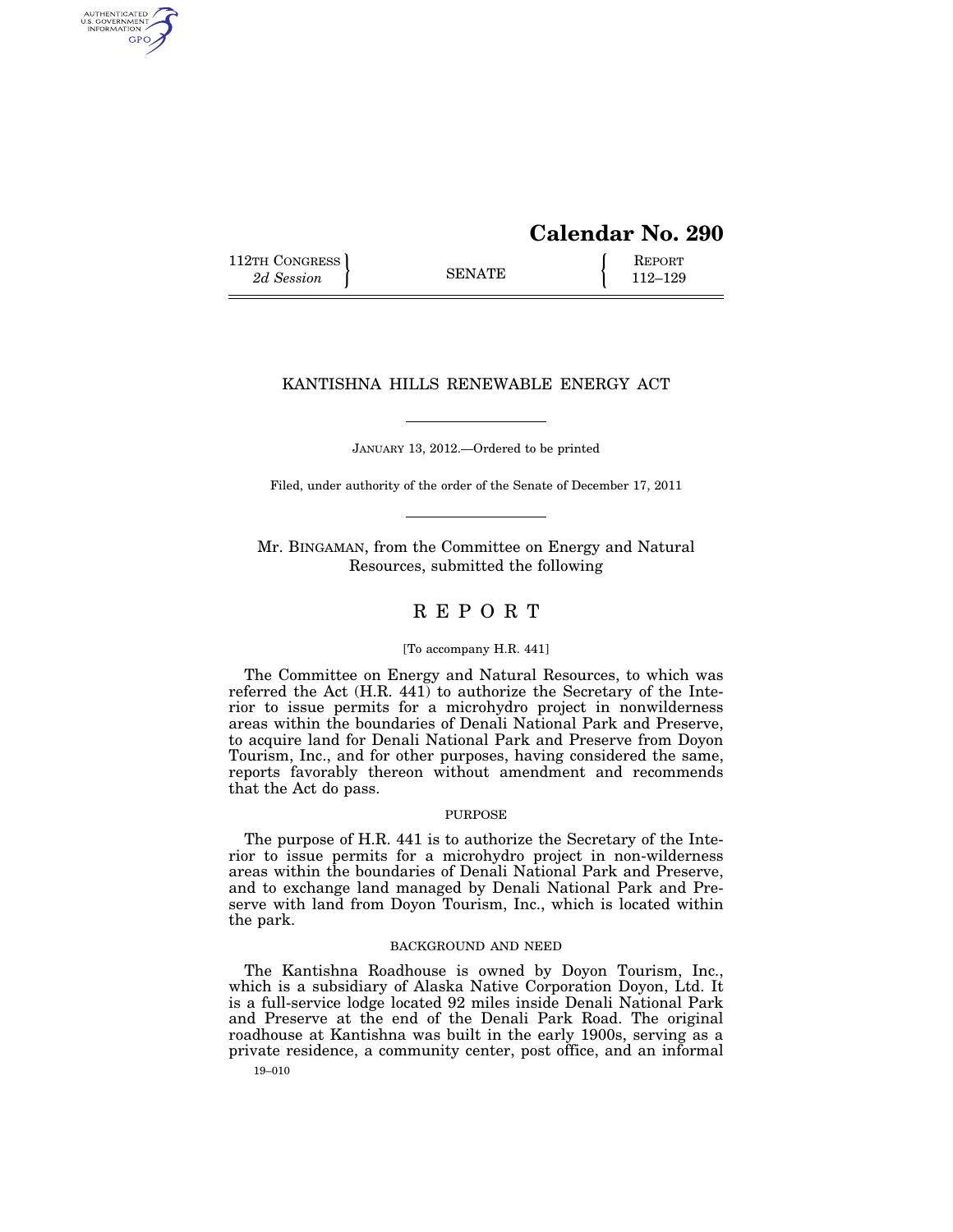# Calendar No. 290

112TH CONGRESS
*2d Session*

SENATE

REPORT
112–129

## KANTISHNA HILLS RENEWABLE ENERGY ACT

JANUARY 13, 2012.—Ordered to be printed

Filed, under authority of the order of the Senate of December 17, 2011

Mr. BINGAMAN, from the Committee on Energy and Natural Resources, submitted the following

## R E P O R T

[To accompany H.R. 441]

The Committee on Energy and Natural Resources, to which was referred the Act (H.R. 441) to authorize the Secretary of the Interior to issue permits for a microhydro project in nonwilderness areas within the boundaries of Denali National Park and Preserve, to acquire land for Denali National Park and Preserve from Doyon Tourism, Inc., and for other purposes, having considered the same, reports favorably thereon without amendment and recommends that the Act do pass.

### PURPOSE

The purpose of H.R. 441 is to authorize the Secretary of the Interior to issue permits for a microhydro project in non-wilderness areas within the boundaries of Denali National Park and Preserve, and to exchange land managed by Denali National Park and Preserve with land from Doyon Tourism, Inc., which is located within the park.

### BACKGROUND AND NEED

The Kantishna Roadhouse is owned by Doyon Tourism, Inc., which is a subsidiary of Alaska Native Corporation Doyon, Ltd. It is a full-service lodge located 92 miles inside Denali National Park and Preserve at the end of the Denali Park Road. The original roadhouse at Kantishna was built in the early 1900s, serving as a private residence, a community center, post office, and an informal

19–010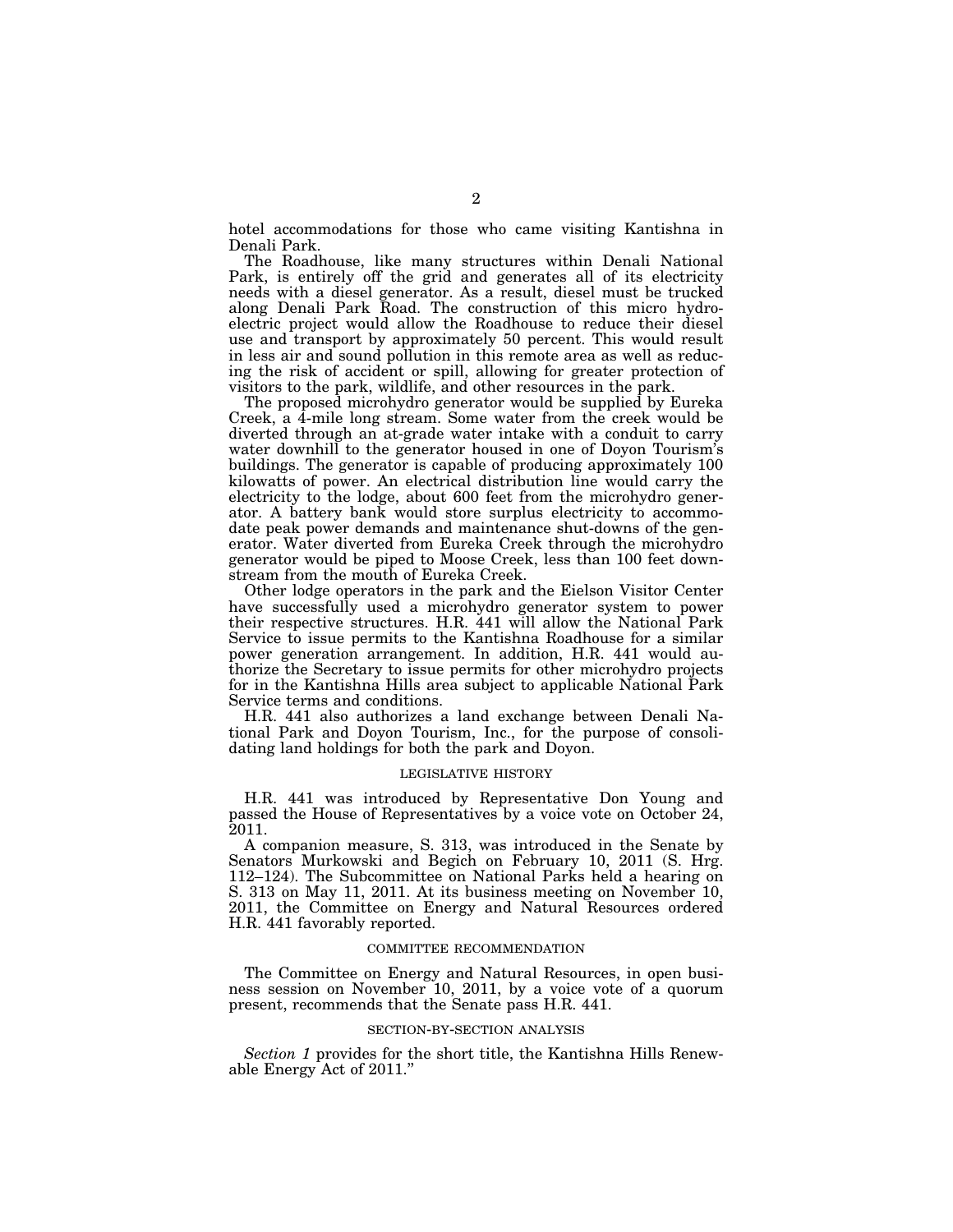hotel accommodations for those who came visiting Kantishna in Denali Park.

The Roadhouse, like many structures within Denali National Park, is entirely off the grid and generates all of its electricity needs with a diesel generator. As a result, diesel must be trucked along Denali Park Road. The construction of this micro hydroelectric project would allow the Roadhouse to reduce their diesel use and transport by approximately 50 percent. This would result in less air and sound pollution in this remote area as well as reducing the risk of accident or spill, allowing for greater protection of visitors to the park, wildlife, and other resources in the park.

The proposed microhydro generator would be supplied by Eureka Creek, a 4-mile long stream. Some water from the creek would be diverted through an at-grade water intake with a conduit to carry water downhill to the generator housed in one of Doyon Tourism's buildings. The generator is capable of producing approximately 100 kilowatts of power. An electrical distribution line would carry the electricity to the lodge, about 600 feet from the microhydro generator. A battery bank would store surplus electricity to accommodate peak power demands and maintenance shut-downs of the generator. Water diverted from Eureka Creek through the microhydro generator would be piped to Moose Creek, less than 100 feet downstream from the mouth of Eureka Creek.

Other lodge operators in the park and the Eielson Visitor Center have successfully used a microhydro generator system to power their respective structures. H.R. 441 will allow the National Park Service to issue permits to the Kantishna Roadhouse for a similar power generation arrangement. In addition, H.R. 441 would authorize the Secretary to issue permits for other microhydro projects for in the Kantishna Hills area subject to applicable National Park Service terms and conditions.

H.R. 441 also authorizes a land exchange between Denali National Park and Doyon Tourism, Inc., for the purpose of consolidating land holdings for both the park and Doyon.

## LEGISLATIVE HISTORY

H.R. 441 was introduced by Representative Don Young and passed the House of Representatives by a voice vote on October 24, 2011.

A companion measure, S. 313, was introduced in the Senate by Senators Murkowski and Begich on February 10, 2011 (S. Hrg. 112–124). The Subcommittee on National Parks held a hearing on S. 313 on May 11, 2011. At its business meeting on November 10, 2011, the Committee on Energy and Natural Resources ordered H.R. 441 favorably reported.

## COMMITTEE RECOMMENDATION

The Committee on Energy and Natural Resources, in open business session on November 10, 2011, by a voice vote of a quorum present, recommends that the Senate pass H.R. 441.

## SECTION-BY-SECTION ANALYSIS

*Section 1* provides for the short title, the Kantishna Hills Renewable Energy Act of 2011."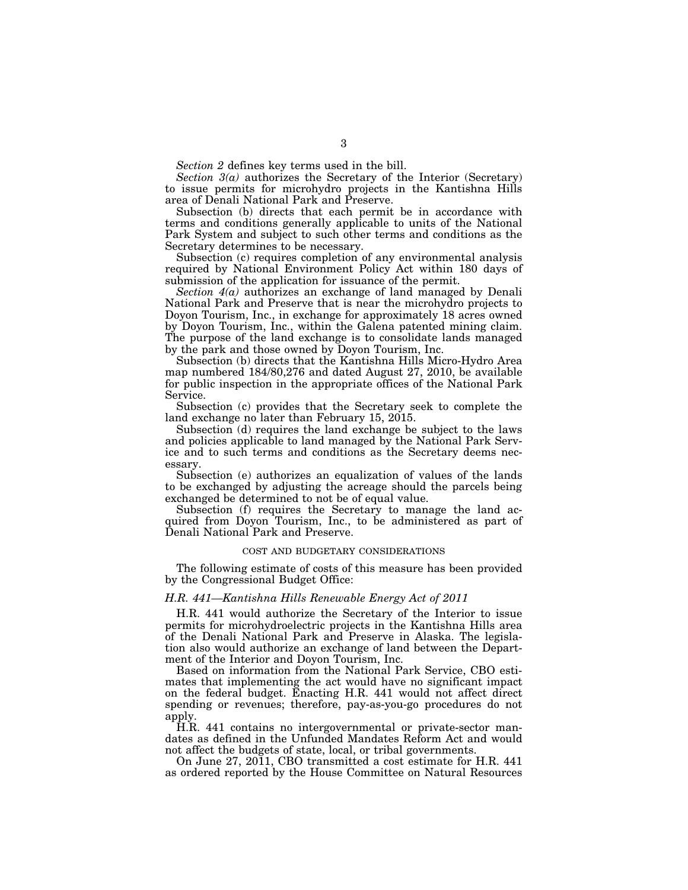*Section 2* defines key terms used in the bill.

*Section 3(a)* authorizes the Secretary of the Interior (Secretary) to issue permits for microhydro projects in the Kantishna Hills area of Denali National Park and Preserve.

Subsection (b) directs that each permit be in accordance with terms and conditions generally applicable to units of the National Park System and subject to such other terms and conditions as the Secretary determines to be necessary.

Subsection (c) requires completion of any environmental analysis required by National Environment Policy Act within 180 days of submission of the application for issuance of the permit.

*Section 4(a)* authorizes an exchange of land managed by Denali National Park and Preserve that is near the microhydro projects to Doyon Tourism, Inc., in exchange for approximately 18 acres owned by Doyon Tourism, Inc., within the Galena patented mining claim. The purpose of the land exchange is to consolidate lands managed by the park and those owned by Doyon Tourism, Inc.

Subsection (b) directs that the Kantishna Hills Micro-Hydro Area map numbered 184/80,276 and dated August 27, 2010, be available for public inspection in the appropriate offices of the National Park Service.

Subsection (c) provides that the Secretary seek to complete the land exchange no later than February 15, 2015.

Subsection (d) requires the land exchange be subject to the laws and policies applicable to land managed by the National Park Service and to such terms and conditions as the Secretary deems necessary.

Subsection (e) authorizes an equalization of values of the lands to be exchanged by adjusting the acreage should the parcels being exchanged be determined to not be of equal value.

Subsection (f) requires the Secretary to manage the land acquired from Doyon Tourism, Inc., to be administered as part of Denali National Park and Preserve.

## COST AND BUDGETARY CONSIDERATIONS

The following estimate of costs of this measure has been provided by the Congressional Budget Office:

### *H.R. 441—Kantishna Hills Renewable Energy Act of 2011*

H.R. 441 would authorize the Secretary of the Interior to issue permits for microhydroelectric projects in the Kantishna Hills area of the Denali National Park and Preserve in Alaska. The legislation also would authorize an exchange of land between the Department of the Interior and Doyon Tourism, Inc.

Based on information from the National Park Service, CBO estimates that implementing the act would have no significant impact on the federal budget. Enacting H.R. 441 would not affect direct spending or revenues; therefore, pay-as-you-go procedures do not apply.

H.R. 441 contains no intergovernmental or private-sector mandates as defined in the Unfunded Mandates Reform Act and would not affect the budgets of state, local, or tribal governments.

On June 27, 2011, CBO transmitted a cost estimate for H.R. 441 as ordered reported by the House Committee on Natural Resources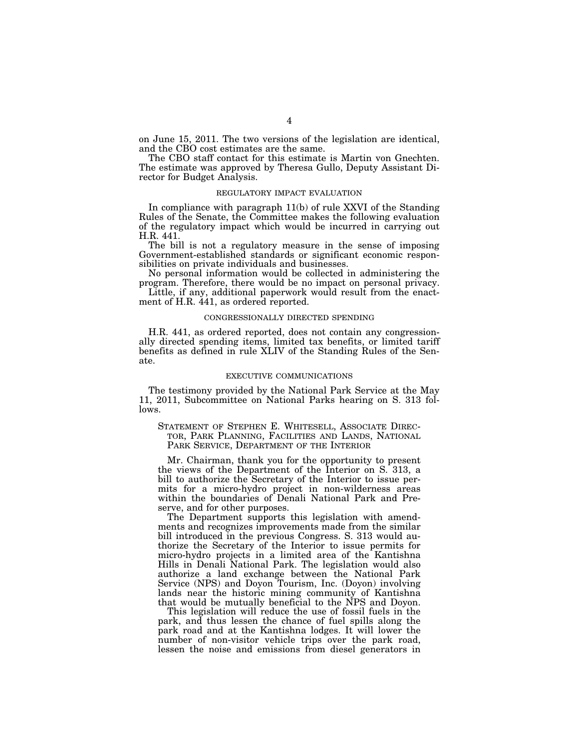on June 15, 2011. The two versions of the legislation are identical, and the CBO cost estimates are the same.

The CBO staff contact for this estimate is Martin von Gnechten. The estimate was approved by Theresa Gullo, Deputy Assistant Director for Budget Analysis.

## REGULATORY IMPACT EVALUATION

In compliance with paragraph 11(b) of rule XXVI of the Standing Rules of the Senate, the Committee makes the following evaluation of the regulatory impact which would be incurred in carrying out H.R. 441.

The bill is not a regulatory measure in the sense of imposing Government-established standards or significant economic responsibilities on private individuals and businesses.

No personal information would be collected in administering the program. Therefore, there would be no impact on personal privacy.

Little, if any, additional paperwork would result from the enactment of H.R. 441, as ordered reported.

## CONGRESSIONALLY DIRECTED SPENDING

H.R. 441, as ordered reported, does not contain any congressionally directed spending items, limited tax benefits, or limited tariff benefits as defined in rule XLIV of the Standing Rules of the Senate.

## EXECUTIVE COMMUNICATIONS

The testimony provided by the National Park Service at the May 11, 2011, Subcommittee on National Parks hearing on S. 313 follows.

### STATEMENT OF STEPHEN E. WHITESELL, ASSOCIATE DIRECTOR, PARK PLANNING, FACILITIES AND LANDS, NATIONAL PARK SERVICE, DEPARTMENT OF THE INTERIOR

Mr. Chairman, thank you for the opportunity to present the views of the Department of the Interior on S. 313, a bill to authorize the Secretary of the Interior to issue permits for a micro-hydro project in non-wilderness areas within the boundaries of Denali National Park and Preserve, and for other purposes.

The Department supports this legislation with amendments and recognizes improvements made from the similar bill introduced in the previous Congress. S. 313 would authorize the Secretary of the Interior to issue permits for micro-hydro projects in a limited area of the Kantishna Hills in Denali National Park. The legislation would also authorize a land exchange between the National Park Service (NPS) and Doyon Tourism, Inc. (Doyon) involving lands near the historic mining community of Kantishna that would be mutually beneficial to the NPS and Doyon.

This legislation will reduce the use of fossil fuels in the park, and thus lessen the chance of fuel spills along the park road and at the Kantishna lodges. It will lower the number of non-visitor vehicle trips over the park road, lessen the noise and emissions from diesel generators in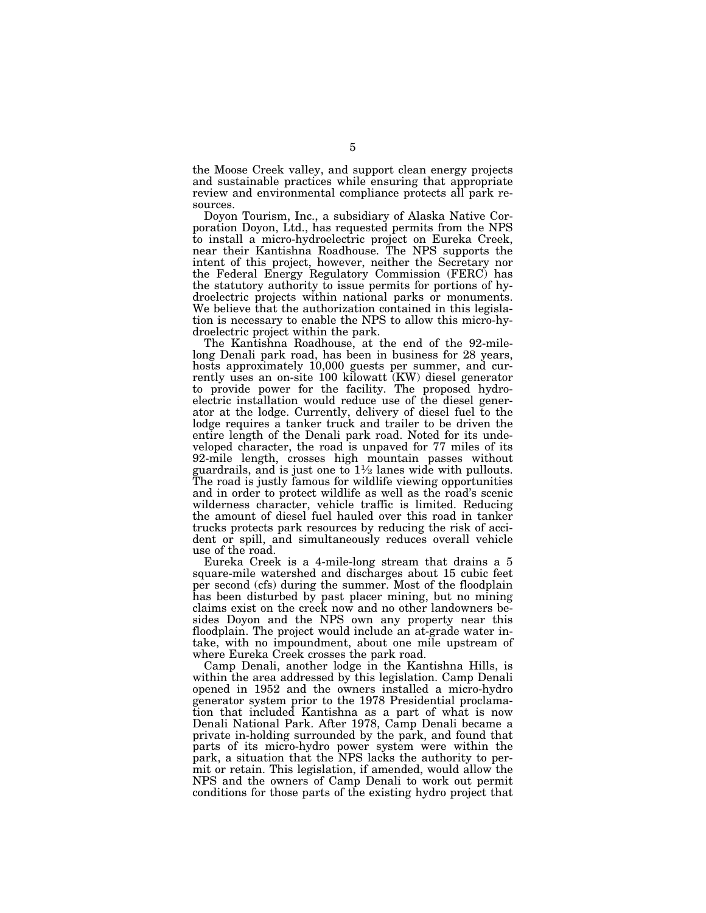the Moose Creek valley, and support clean energy projects and sustainable practices while ensuring that appropriate review and environmental compliance protects all park resources.

Doyon Tourism, Inc., a subsidiary of Alaska Native Corporation Doyon, Ltd., has requested permits from the NPS to install a micro-hydroelectric project on Eureka Creek, near their Kantishna Roadhouse. The NPS supports the intent of this project, however, neither the Secretary nor the Federal Energy Regulatory Commission (FERC) has the statutory authority to issue permits for portions of hydroelectric projects within national parks or monuments. We believe that the authorization contained in this legislation is necessary to enable the NPS to allow this micro-hydroelectric project within the park.

The Kantishna Roadhouse, at the end of the 92-mile-long Denali park road, has been in business for 28 years, hosts approximately 10,000 guests per summer, and currently uses an on-site 100 kilowatt (KW) diesel generator to provide power for the facility. The proposed hydroelectric installation would reduce use of the diesel generator at the lodge. Currently, delivery of diesel fuel to the lodge requires a tanker truck and trailer to be driven the entire length of the Denali park road. Noted for its undeveloped character, the road is unpaved for 77 miles of its 92-mile length, crosses high mountain passes without guardrails, and is just one to 1½ lanes wide with pullouts. The road is justly famous for wildlife viewing opportunities and in order to protect wildlife as well as the road's scenic wilderness character, vehicle traffic is limited. Reducing the amount of diesel fuel hauled over this road in tanker trucks protects park resources by reducing the risk of accident or spill, and simultaneously reduces overall vehicle use of the road.

Eureka Creek is a 4-mile-long stream that drains a 5 square-mile watershed and discharges about 15 cubic feet per second (cfs) during the summer. Most of the floodplain has been disturbed by past placer mining, but no mining claims exist on the creek now and no other landowners besides Doyon and the NPS own any property near this floodplain. The project would include an at-grade water intake, with no impoundment, about one mile upstream of where Eureka Creek crosses the park road.

Camp Denali, another lodge in the Kantishna Hills, is within the area addressed by this legislation. Camp Denali opened in 1952 and the owners installed a micro-hydro generator system prior to the 1978 Presidential proclamation that included Kantishna as a part of what is now Denali National Park. After 1978, Camp Denali became a private in-holding surrounded by the park, and found that parts of its micro-hydro power system were within the park, a situation that the NPS lacks the authority to permit or retain. This legislation, if amended, would allow the NPS and the owners of Camp Denali to work out permit conditions for those parts of the existing hydro project that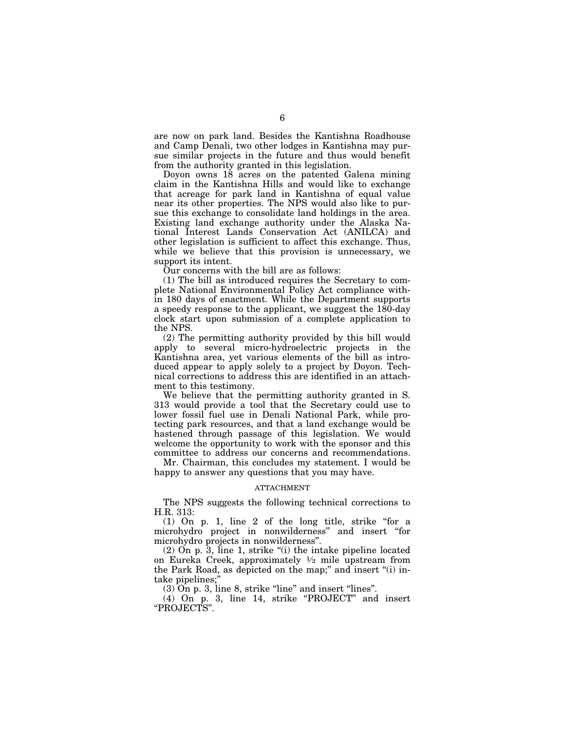are now on park land. Besides the Kantishna Roadhouse and Camp Denali, two other lodges in Kantishna may pursue similar projects in the future and thus would benefit from the authority granted in this legislation.

Doyon owns 18 acres on the patented Galena mining claim in the Kantishna Hills and would like to exchange that acreage for park land in Kantishna of equal value near its other properties. The NPS would also like to pursue this exchange to consolidate land holdings in the area. Existing land exchange authority under the Alaska National Interest Lands Conservation Act (ANILCA) and other legislation is sufficient to affect this exchange. Thus, while we believe that this provision is unnecessary, we support its intent.

Our concerns with the bill are as follows:

(1) The bill as introduced requires the Secretary to complete National Environmental Policy Act compliance within 180 days of enactment. While the Department supports a speedy response to the applicant, we suggest the 180-day clock start upon submission of a complete application to the NPS.

(2) The permitting authority provided by this bill would apply to several micro-hydroelectric projects in the Kantishna area, yet various elements of the bill as introduced appear to apply solely to a project by Doyon. Technical corrections to address this are identified in an attachment to this testimony.

We believe that the permitting authority granted in S. 313 would provide a tool that the Secretary could use to lower fossil fuel use in Denali National Park, while protecting park resources, and that a land exchange would be hastened through passage of this legislation. We would welcome the opportunity to work with the sponsor and this committee to address our concerns and recommendations.

Mr. Chairman, this concludes my statement. I would be happy to answer any questions that you may have.

ATTACHMENT

The NPS suggests the following technical corrections to H.R. 313:

(1) On p. 1, line 2 of the long title, strike "for a microhydro project in nonwilderness" and insert "for microhydro projects in nonwilderness".

(2) On p. 3, line 1, strike "(i) the intake pipeline located on Eureka Creek, approximately ½ mile upstream from the Park Road, as depicted on the map;" and insert "(i) intake pipelines;"

(3) On p. 3, line 8, strike "line" and insert "lines".

(4) On p. 3, line 14, strike "PROJECT" and insert "PROJECTS".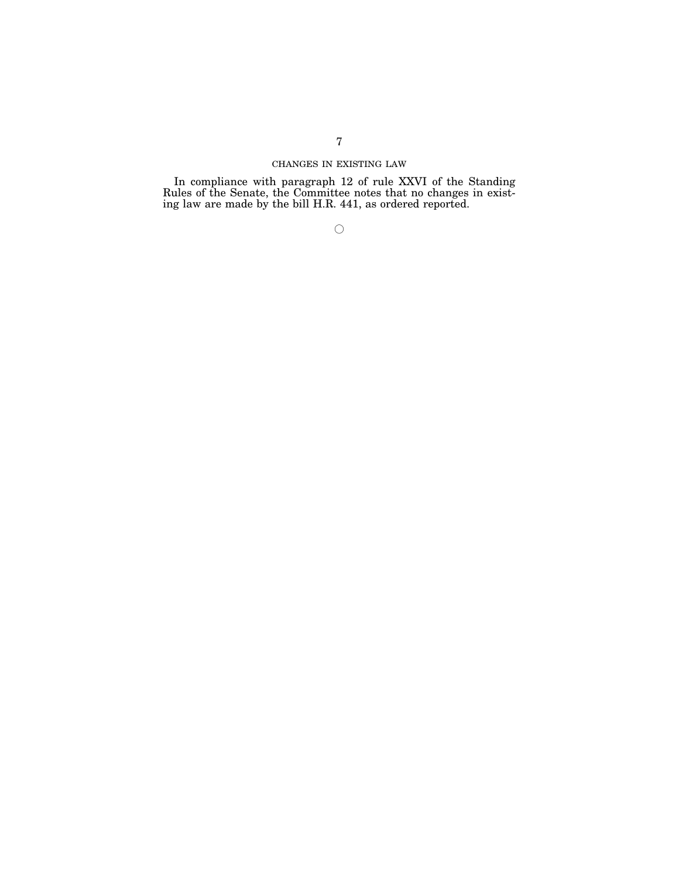## CHANGES IN EXISTING LAW

In compliance with paragraph 12 of rule XXVI of the Standing Rules of the Senate, the Committee notes that no changes in existing law are made by the bill H.R. 441, as ordered reported.

○